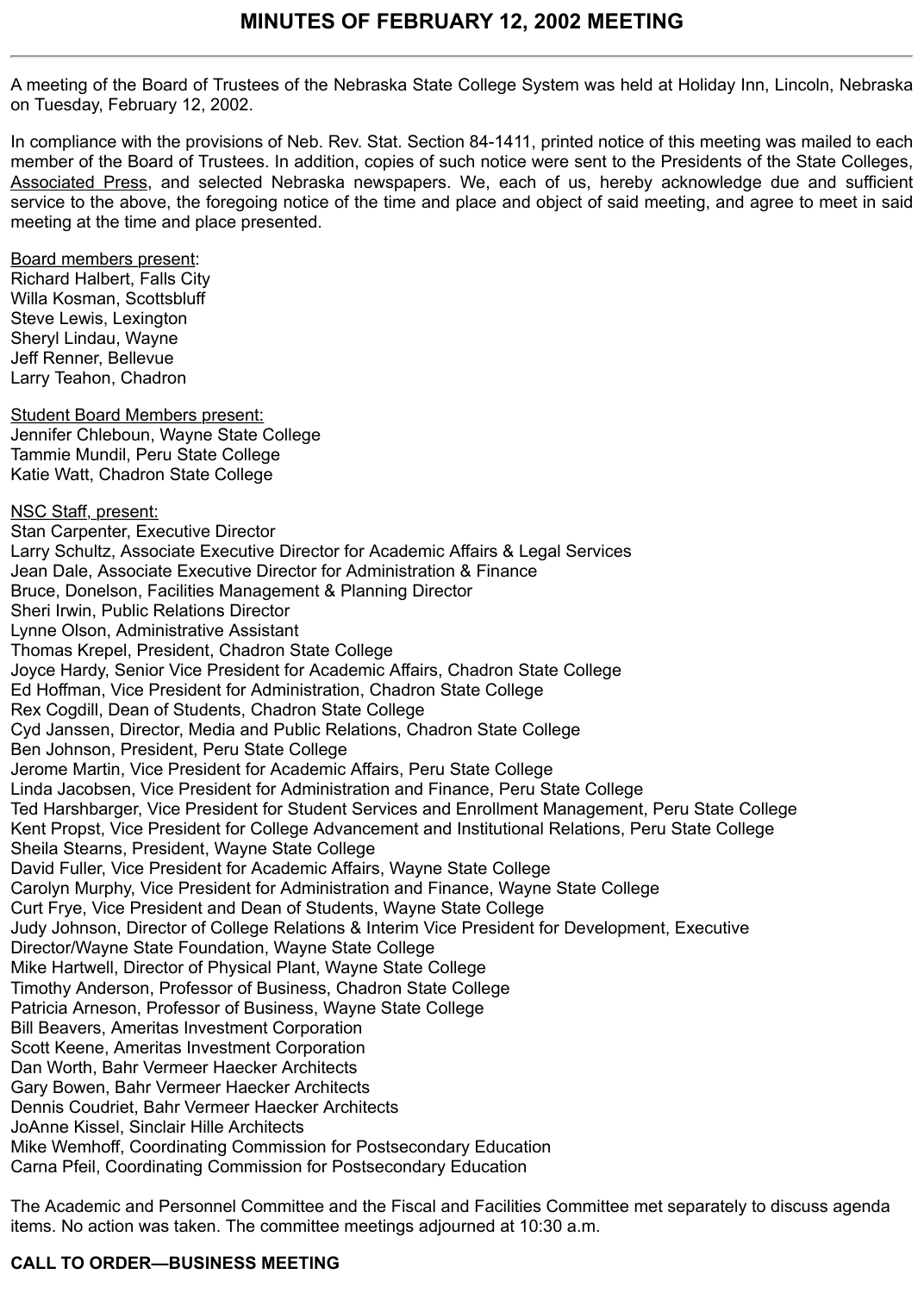# MINUTES OF FEBRUARY 12, 2002 MEETING

A meeting of the Board of Trustees of the Nebraska State College System was held at Holiday Inn, Lincoln, Nebraska on Tuesday, February 12, 2002.

In compliance with the provisions of Neb. Rev. Stat. Section 84-1411, printed notice of this meeting was mailed to each member of the Board of Trustees. In addition, copies of such notice were sent to the Presidents of the State Colleges, Associated Press, and selected Nebraska newspapers. We, each of us, hereby acknowledge due and sufficient service to the above, the foregoing notice of the time and place and object of said meeting, and agree to meet in said meeting at the time and place presented.

Board members present:
Richard Halbert, Falls City
Willa Kosman, Scottsbluff
Steve Lewis, Lexington
Sheryl Lindau, Wayne
Jeff Renner, Bellevue
Larry Teahon, Chadron

Student Board Members present:
Jennifer Chleboun, Wayne State College
Tammie Mundil, Peru State College
Katie Watt, Chadron State College

NSC Staff, present:
Stan Carpenter, Executive Director
Larry Schultz, Associate Executive Director for Academic Affairs & Legal Services
Jean Dale, Associate Executive Director for Administration & Finance
Bruce, Donelson, Facilities Management & Planning Director
Sheri Irwin, Public Relations Director
Lynne Olson, Administrative Assistant
Thomas Krepel, President, Chadron State College
Joyce Hardy, Senior Vice President for Academic Affairs, Chadron State College
Ed Hoffman, Vice President for Administration, Chadron State College
Rex Cogdill, Dean of Students, Chadron State College
Cyd Janssen, Director, Media and Public Relations, Chadron State College
Ben Johnson, President, Peru State College
Jerome Martin, Vice President for Academic Affairs, Peru State College
Linda Jacobsen, Vice President for Administration and Finance, Peru State College
Ted Harshbarger, Vice President for Student Services and Enrollment Management, Peru State College
Kent Propst, Vice President for College Advancement and Institutional Relations, Peru State College
Sheila Stearns, President, Wayne State College
David Fuller, Vice President for Academic Affairs, Wayne State College
Carolyn Murphy, Vice President for Administration and Finance, Wayne State College
Curt Frye, Vice President and Dean of Students, Wayne State College
Judy Johnson, Director of College Relations & Interim Vice President for Development, Executive Director/Wayne State Foundation, Wayne State College
Mike Hartwell, Director of Physical Plant, Wayne State College
Timothy Anderson, Professor of Business, Chadron State College
Patricia Arneson, Professor of Business, Wayne State College
Bill Beavers, Ameritas Investment Corporation
Scott Keene, Ameritas Investment Corporation
Dan Worth, Bahr Vermeer Haecker Architects
Gary Bowen, Bahr Vermeer Haecker Architects
Dennis Coudriet, Bahr Vermeer Haecker Architects
JoAnne Kissel, Sinclair Hille Architects
Mike Wemhoff, Coordinating Commission for Postsecondary Education
Carna Pfeil, Coordinating Commission for Postsecondary Education

The Academic and Personnel Committee and the Fiscal and Facilities Committee met separately to discuss agenda items. No action was taken. The committee meetings adjourned at 10:30 a.m.

**CALL TO ORDER—BUSINESS MEETING**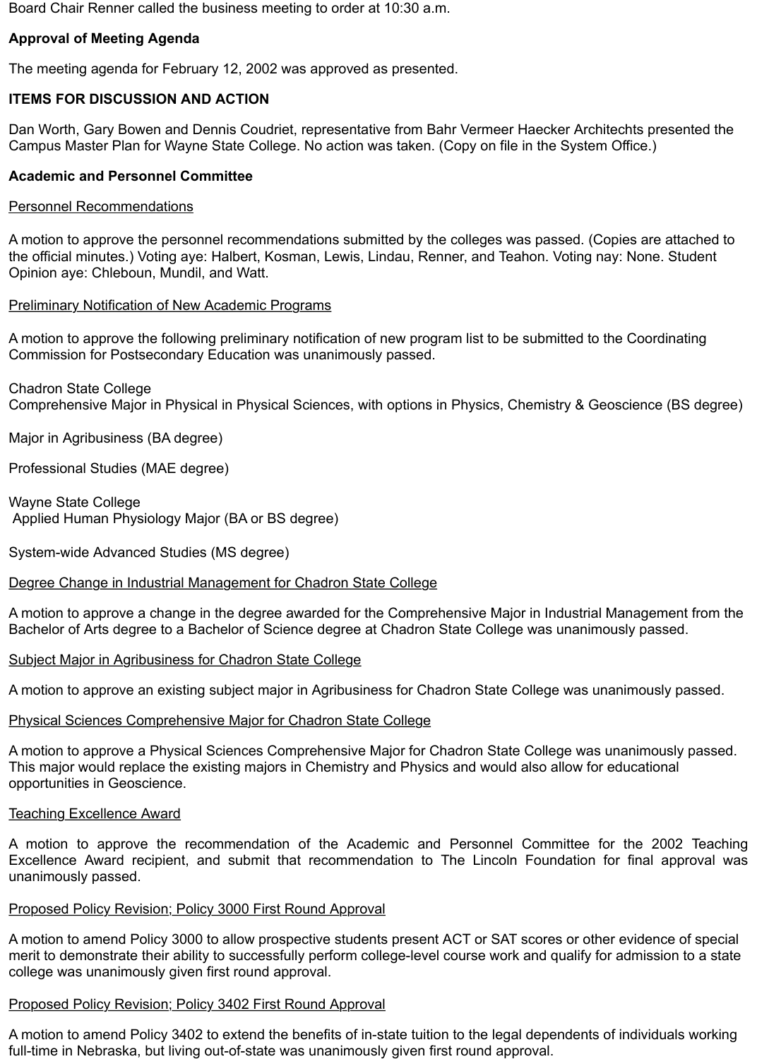Board Chair Renner called the business meeting to order at 10:30 a.m.

**Approval of Meeting Agenda**

The meeting agenda for February 12, 2002 was approved as presented.

**ITEMS FOR DISCUSSION AND ACTION**

Dan Worth, Gary Bowen and Dennis Coudriet, representative from Bahr Vermeer Haecker Architechts presented the Campus Master Plan for Wayne State College. No action was taken. (Copy on file in the System Office.)

**Academic and Personnel Committee**

Personnel Recommendations

A motion to approve the personnel recommendations submitted by the colleges was passed. (Copies are attached to the official minutes.) Voting aye: Halbert, Kosman, Lewis, Lindau, Renner, and Teahon. Voting nay: None. Student Opinion aye: Chleboun, Mundil, and Watt.

Preliminary Notification of New Academic Programs

A motion to approve the following preliminary notification of new program list to be submitted to the Coordinating Commission for Postsecondary Education was unanimously passed.

Chadron State College
Comprehensive Major in Physical in Physical Sciences, with options in Physics, Chemistry & Geoscience (BS degree)

Major in Agribusiness (BA degree)

Professional Studies (MAE degree)

Wayne State College
Applied Human Physiology Major (BA or BS degree)

System-wide Advanced Studies (MS degree)

Degree Change in Industrial Management for Chadron State College

A motion to approve a change in the degree awarded for the Comprehensive Major in Industrial Management from the Bachelor of Arts degree to a Bachelor of Science degree at Chadron State College was unanimously passed.

Subject Major in Agribusiness for Chadron State College

A motion to approve an existing subject major in Agribusiness for Chadron State College was unanimously passed.

Physical Sciences Comprehensive Major for Chadron State College

A motion to approve a Physical Sciences Comprehensive Major for Chadron State College was unanimously passed. This major would replace the existing majors in Chemistry and Physics and would also allow for educational opportunities in Geoscience.

Teaching Excellence Award

A motion to approve the recommendation of the Academic and Personnel Committee for the 2002 Teaching Excellence Award recipient, and submit that recommendation to The Lincoln Foundation for final approval was unanimously passed.

Proposed Policy Revision; Policy 3000 First Round Approval

A motion to amend Policy 3000 to allow prospective students present ACT or SAT scores or other evidence of special merit to demonstrate their ability to successfully perform college-level course work and qualify for admission to a state college was unanimously given first round approval.

Proposed Policy Revision; Policy 3402 First Round Approval

A motion to amend Policy 3402 to extend the benefits of in-state tuition to the legal dependents of individuals working full-time in Nebraska, but living out-of-state was unanimously given first round approval.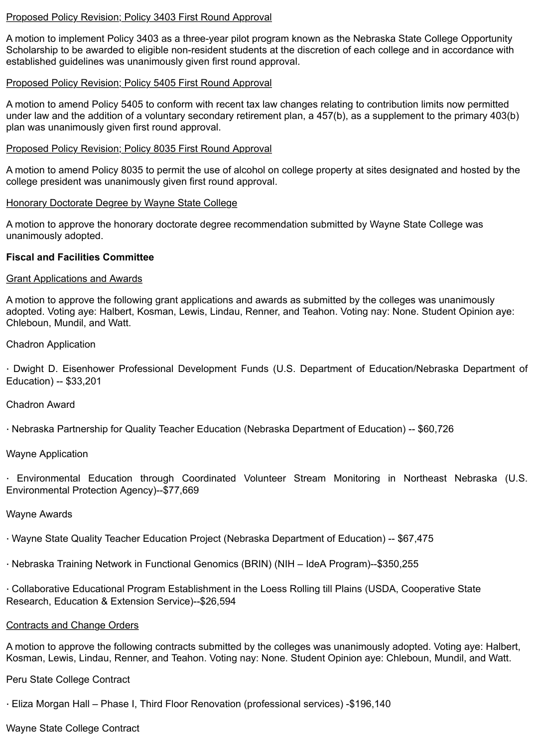Proposed Policy Revision; Policy 3403 First Round Approval

A motion to implement Policy 3403 as a three-year pilot program known as the Nebraska State College Opportunity Scholarship to be awarded to eligible non-resident students at the discretion of each college and in accordance with established guidelines was unanimously given first round approval.

Proposed Policy Revision; Policy 5405 First Round Approval

A motion to amend Policy 5405 to conform with recent tax law changes relating to contribution limits now permitted under law and the addition of a voluntary secondary retirement plan, a 457(b), as a supplement to the primary 403(b) plan was unanimously given first round approval.

Proposed Policy Revision; Policy 8035 First Round Approval

A motion to amend Policy 8035 to permit the use of alcohol on college property at sites designated and hosted by the college president was unanimously given first round approval.

Honorary Doctorate Degree by Wayne State College

A motion to approve the honorary doctorate degree recommendation submitted by Wayne State College was unanimously adopted.

**Fiscal and Facilities Committee**

Grant Applications and Awards

A motion to approve the following grant applications and awards as submitted by the colleges was unanimously adopted. Voting aye: Halbert, Kosman, Lewis, Lindau, Renner, and Teahon. Voting nay: None. Student Opinion aye: Chleboun, Mundil, and Watt.

Chadron Application

· Dwight D. Eisenhower Professional Development Funds (U.S. Department of Education/Nebraska Department of Education) -- $33,201

Chadron Award

· Nebraska Partnership for Quality Teacher Education (Nebraska Department of Education) -- $60,726

Wayne Application

· Environmental Education through Coordinated Volunteer Stream Monitoring in Northeast Nebraska (U.S. Environmental Protection Agency)--$77,669

Wayne Awards

· Wayne State Quality Teacher Education Project (Nebraska Department of Education) -- $67,475

· Nebraska Training Network in Functional Genomics (BRIN) (NIH – IdeA Program)--$350,255

· Collaborative Educational Program Establishment in the Loess Rolling till Plains (USDA, Cooperative State Research, Education & Extension Service)--$26,594

Contracts and Change Orders

A motion to approve the following contracts submitted by the colleges was unanimously adopted. Voting aye: Halbert, Kosman, Lewis, Lindau, Renner, and Teahon. Voting nay: None. Student Opinion aye: Chleboun, Mundil, and Watt.

Peru State College Contract

· Eliza Morgan Hall – Phase I, Third Floor Renovation (professional services) -$196,140

Wayne State College Contract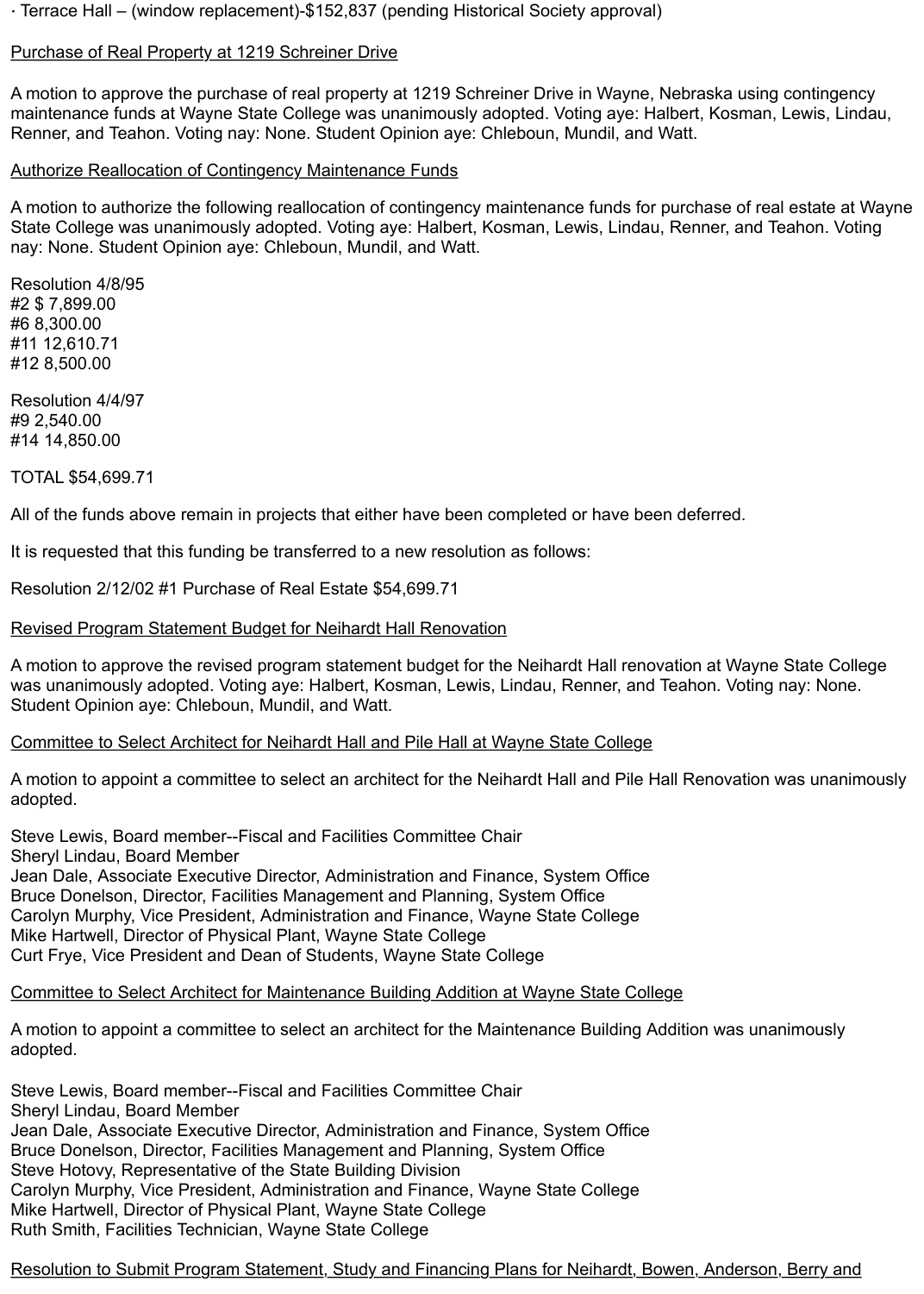· Terrace Hall – (window replacement)-$152,837 (pending Historical Society approval)

Purchase of Real Property at 1219 Schreiner Drive

A motion to approve the purchase of real property at 1219 Schreiner Drive in Wayne, Nebraska using contingency maintenance funds at Wayne State College was unanimously adopted. Voting aye: Halbert, Kosman, Lewis, Lindau, Renner, and Teahon. Voting nay: None. Student Opinion aye: Chleboun, Mundil, and Watt.

Authorize Reallocation of Contingency Maintenance Funds

A motion to authorize the following reallocation of contingency maintenance funds for purchase of real estate at Wayne State College was unanimously adopted. Voting aye: Halbert, Kosman, Lewis, Lindau, Renner, and Teahon. Voting nay: None. Student Opinion aye: Chleboun, Mundil, and Watt.

Resolution 4/8/95
#2 $ 7,899.00
#6 8,300.00
#11 12,610.71
#12 8,500.00

Resolution 4/4/97
#9 2,540.00
#14 14,850.00

TOTAL $54,699.71

All of the funds above remain in projects that either have been completed or have been deferred.

It is requested that this funding be transferred to a new resolution as follows:

Resolution 2/12/02 #1 Purchase of Real Estate $54,699.71

Revised Program Statement Budget for Neihardt Hall Renovation

A motion to approve the revised program statement budget for the Neihardt Hall renovation at Wayne State College was unanimously adopted. Voting aye: Halbert, Kosman, Lewis, Lindau, Renner, and Teahon. Voting nay: None. Student Opinion aye: Chleboun, Mundil, and Watt.

Committee to Select Architect for Neihardt Hall and Pile Hall at Wayne State College

A motion to appoint a committee to select an architect for the Neihardt Hall and Pile Hall Renovation was unanimously adopted.

Steve Lewis, Board member--Fiscal and Facilities Committee Chair
Sheryl Lindau, Board Member
Jean Dale, Associate Executive Director, Administration and Finance, System Office
Bruce Donelson, Director, Facilities Management and Planning, System Office
Carolyn Murphy, Vice President, Administration and Finance, Wayne State College
Mike Hartwell, Director of Physical Plant, Wayne State College
Curt Frye, Vice President and Dean of Students, Wayne State College

Committee to Select Architect for Maintenance Building Addition at Wayne State College

A motion to appoint a committee to select an architect for the Maintenance Building Addition was unanimously adopted.

Steve Lewis, Board member--Fiscal and Facilities Committee Chair
Sheryl Lindau, Board Member
Jean Dale, Associate Executive Director, Administration and Finance, System Office
Bruce Donelson, Director, Facilities Management and Planning, System Office
Steve Hotovy, Representative of the State Building Division
Carolyn Murphy, Vice President, Administration and Finance, Wayne State College
Mike Hartwell, Director of Physical Plant, Wayne State College
Ruth Smith, Facilities Technician, Wayne State College

Resolution to Submit Program Statement, Study and Financing Plans for Neihardt, Bowen, Anderson, Berry and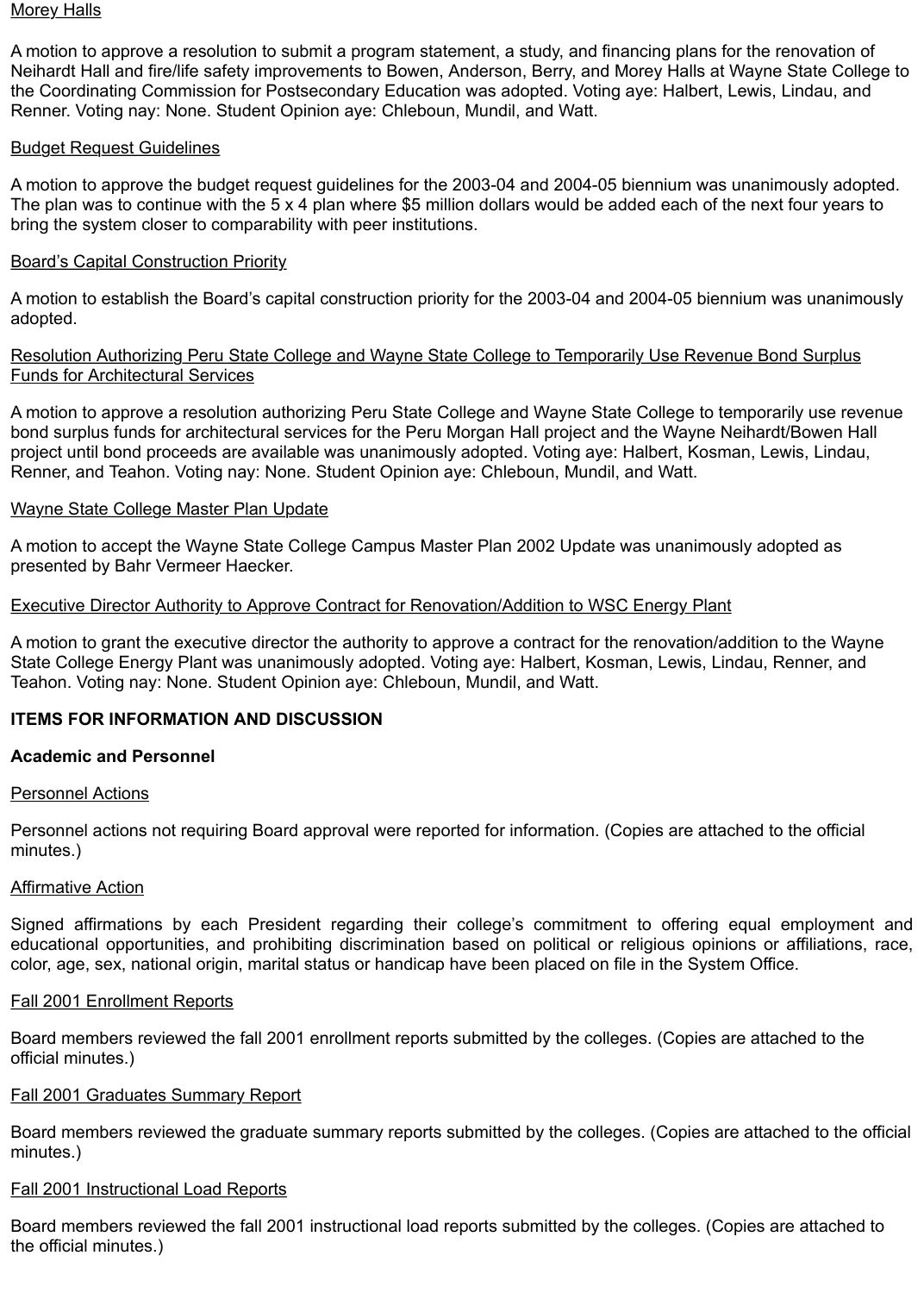Morey Halls

A motion to approve a resolution to submit a program statement, a study, and financing plans for the renovation of Neihardt Hall and fire/life safety improvements to Bowen, Anderson, Berry, and Morey Halls at Wayne State College to the Coordinating Commission for Postsecondary Education was adopted. Voting aye: Halbert, Lewis, Lindau, and Renner. Voting nay: None. Student Opinion aye: Chleboun, Mundil, and Watt.

Budget Request Guidelines

A motion to approve the budget request guidelines for the 2003-04 and 2004-05 biennium was unanimously adopted. The plan was to continue with the 5 x 4 plan where $5 million dollars would be added each of the next four years to bring the system closer to comparability with peer institutions.

Board's Capital Construction Priority

A motion to establish the Board's capital construction priority for the 2003-04 and 2004-05 biennium was unanimously adopted.

Resolution Authorizing Peru State College and Wayne State College to Temporarily Use Revenue Bond Surplus Funds for Architectural Services

A motion to approve a resolution authorizing Peru State College and Wayne State College to temporarily use revenue bond surplus funds for architectural services for the Peru Morgan Hall project and the Wayne Neihardt/Bowen Hall project until bond proceeds are available was unanimously adopted. Voting aye: Halbert, Kosman, Lewis, Lindau, Renner, and Teahon. Voting nay: None. Student Opinion aye: Chleboun, Mundil, and Watt.

Wayne State College Master Plan Update

A motion to accept the Wayne State College Campus Master Plan 2002 Update was unanimously adopted as presented by Bahr Vermeer Haecker.

Executive Director Authority to Approve Contract for Renovation/Addition to WSC Energy Plant

A motion to grant the executive director the authority to approve a contract for the renovation/addition to the Wayne State College Energy Plant was unanimously adopted. Voting aye: Halbert, Kosman, Lewis, Lindau, Renner, and Teahon. Voting nay: None. Student Opinion aye: Chleboun, Mundil, and Watt.

**ITEMS FOR INFORMATION AND DISCUSSION**

**Academic and Personnel**

Personnel Actions

Personnel actions not requiring Board approval were reported for information. (Copies are attached to the official minutes.)

Affirmative Action

Signed affirmations by each President regarding their college's commitment to offering equal employment and educational opportunities, and prohibiting discrimination based on political or religious opinions or affiliations, race, color, age, sex, national origin, marital status or handicap have been placed on file in the System Office.

Fall 2001 Enrollment Reports

Board members reviewed the fall 2001 enrollment reports submitted by the colleges. (Copies are attached to the official minutes.)

Fall 2001 Graduates Summary Report

Board members reviewed the graduate summary reports submitted by the colleges. (Copies are attached to the official minutes.)

Fall 2001 Instructional Load Reports

Board members reviewed the fall 2001 instructional load reports submitted by the colleges. (Copies are attached to the official minutes.)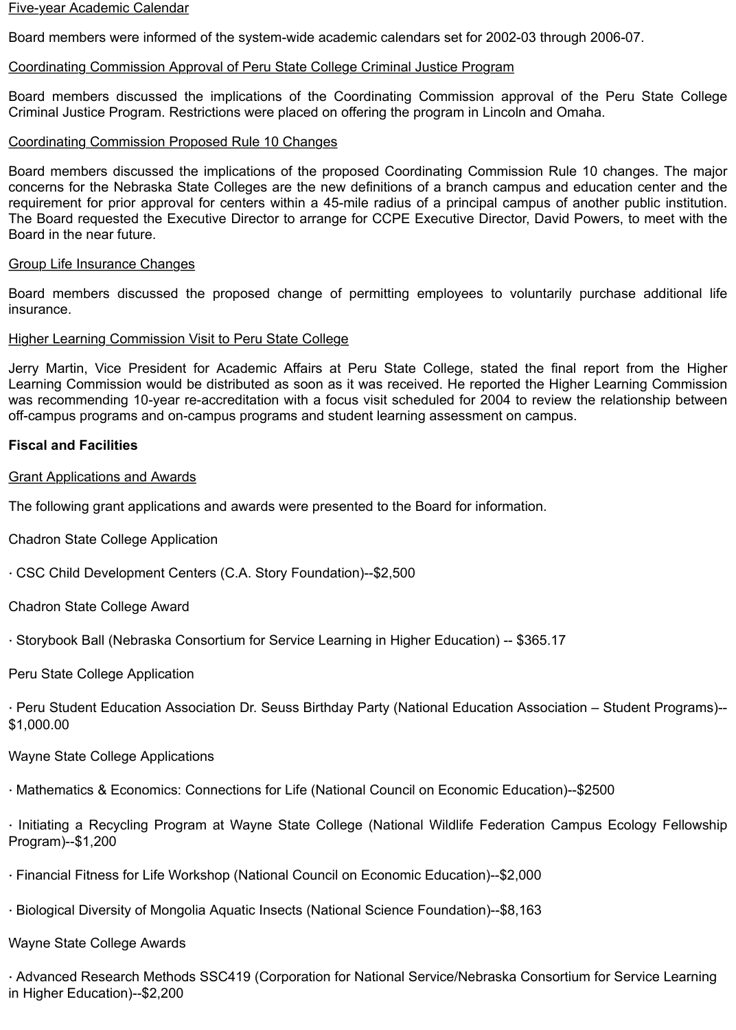Five-year Academic Calendar

Board members were informed of the system-wide academic calendars set for 2002-03 through 2006-07.

Coordinating Commission Approval of Peru State College Criminal Justice Program

Board members discussed the implications of the Coordinating Commission approval of the Peru State College Criminal Justice Program. Restrictions were placed on offering the program in Lincoln and Omaha.

Coordinating Commission Proposed Rule 10 Changes

Board members discussed the implications of the proposed Coordinating Commission Rule 10 changes. The major concerns for the Nebraska State Colleges are the new definitions of a branch campus and education center and the requirement for prior approval for centers within a 45-mile radius of a principal campus of another public institution. The Board requested the Executive Director to arrange for CCPE Executive Director, David Powers, to meet with the Board in the near future.

Group Life Insurance Changes

Board members discussed the proposed change of permitting employees to voluntarily purchase additional life insurance.

Higher Learning Commission Visit to Peru State College

Jerry Martin, Vice President for Academic Affairs at Peru State College, stated the final report from the Higher Learning Commission would be distributed as soon as it was received. He reported the Higher Learning Commission was recommending 10-year re-accreditation with a focus visit scheduled for 2004 to review the relationship between off-campus programs and on-campus programs and student learning assessment on campus.

**Fiscal and Facilities**

Grant Applications and Awards

The following grant applications and awards were presented to the Board for information.

Chadron State College Application

· CSC Child Development Centers (C.A. Story Foundation)--$2,500

Chadron State College Award

· Storybook Ball (Nebraska Consortium for Service Learning in Higher Education) -- $365.17

Peru State College Application

· Peru Student Education Association Dr. Seuss Birthday Party (National Education Association – Student Programs)--$1,000.00

Wayne State College Applications

· Mathematics & Economics: Connections for Life (National Council on Economic Education)--$2500

· Initiating a Recycling Program at Wayne State College (National Wildlife Federation Campus Ecology Fellowship Program)--$1,200

· Financial Fitness for Life Workshop (National Council on Economic Education)--$2,000

· Biological Diversity of Mongolia Aquatic Insects (National Science Foundation)--$8,163

Wayne State College Awards

· Advanced Research Methods SSC419 (Corporation for National Service/Nebraska Consortium for Service Learning in Higher Education)--$2,200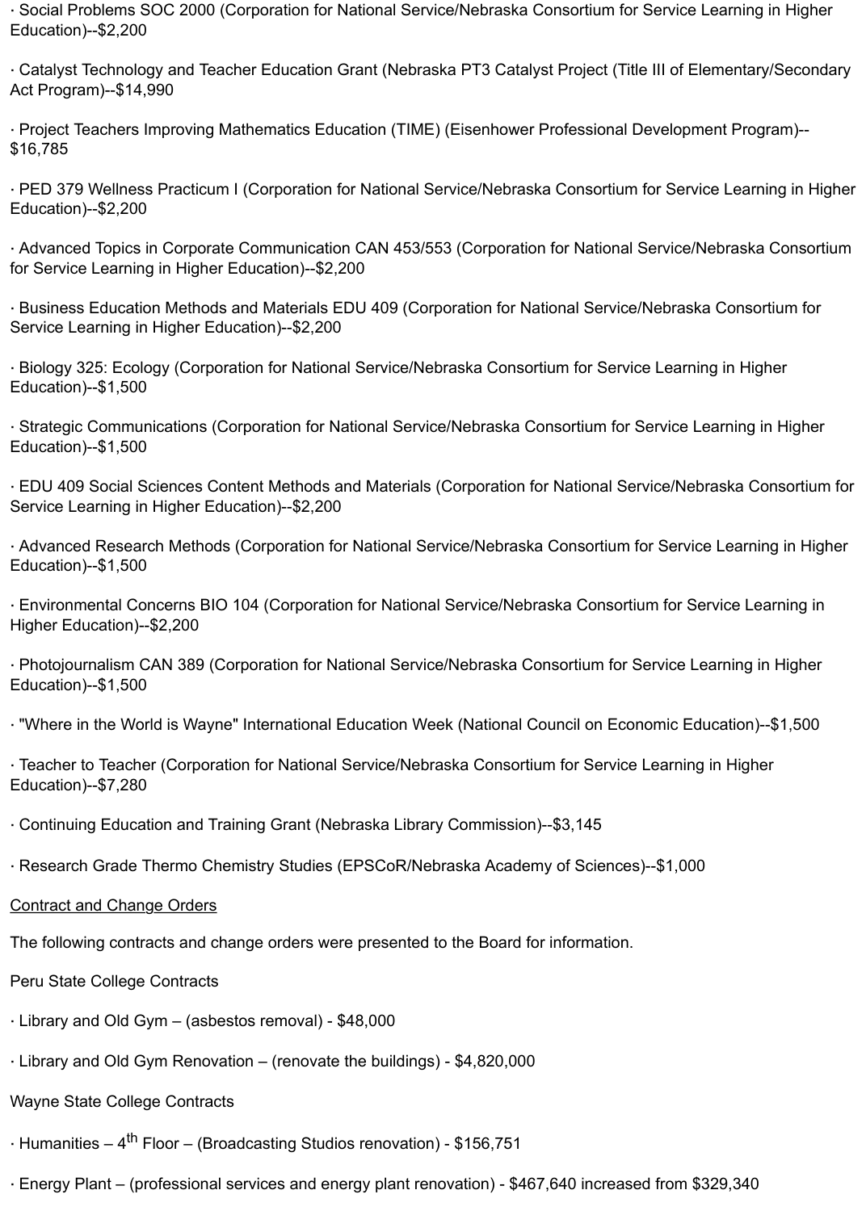· Social Problems SOC 2000 (Corporation for National Service/Nebraska Consortium for Service Learning in Higher Education)--$2,200

· Catalyst Technology and Teacher Education Grant (Nebraska PT3 Catalyst Project (Title III of Elementary/Secondary Act Program)--$14,990

· Project Teachers Improving Mathematics Education (TIME) (Eisenhower Professional Development Program)--$16,785

· PED 379 Wellness Practicum I (Corporation for National Service/Nebraska Consortium for Service Learning in Higher Education)--$2,200

· Advanced Topics in Corporate Communication CAN 453/553 (Corporation for National Service/Nebraska Consortium for Service Learning in Higher Education)--$2,200

· Business Education Methods and Materials EDU 409 (Corporation for National Service/Nebraska Consortium for Service Learning in Higher Education)--$2,200

· Biology 325: Ecology (Corporation for National Service/Nebraska Consortium for Service Learning in Higher Education)--$1,500

· Strategic Communications (Corporation for National Service/Nebraska Consortium for Service Learning in Higher Education)--$1,500

· EDU 409 Social Sciences Content Methods and Materials (Corporation for National Service/Nebraska Consortium for Service Learning in Higher Education)--$2,200

· Advanced Research Methods (Corporation for National Service/Nebraska Consortium for Service Learning in Higher Education)--$1,500

· Environmental Concerns BIO 104 (Corporation for National Service/Nebraska Consortium for Service Learning in Higher Education)--$2,200

· Photojournalism CAN 389 (Corporation for National Service/Nebraska Consortium for Service Learning in Higher Education)--$1,500

· "Where in the World is Wayne" International Education Week (National Council on Economic Education)--$1,500

· Teacher to Teacher (Corporation for National Service/Nebraska Consortium for Service Learning in Higher Education)--$7,280

· Continuing Education and Training Grant (Nebraska Library Commission)--$3,145

· Research Grade Thermo Chemistry Studies (EPSCoR/Nebraska Academy of Sciences)--$1,000

<u>Contract and Change Orders</u>

The following contracts and change orders were presented to the Board for information.

Peru State College Contracts

· Library and Old Gym – (asbestos removal) - $48,000

· Library and Old Gym Renovation – (renovate the buildings) - $4,820,000

Wayne State College Contracts

· Humanities – 4th Floor – (Broadcasting Studios renovation) - $156,751

· Energy Plant – (professional services and energy plant renovation) - $467,640 increased from $329,340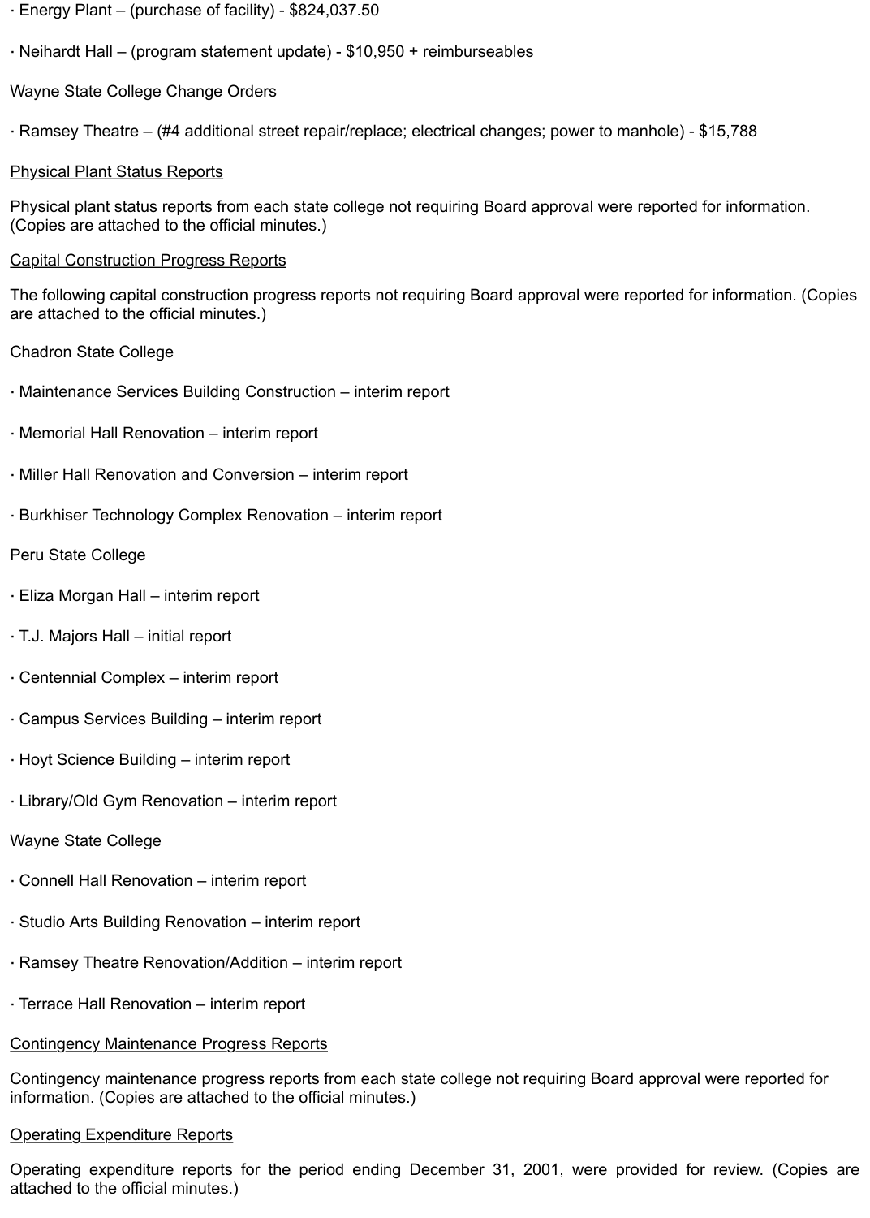· Energy Plant – (purchase of facility) - $824,037.50

· Neihardt Hall – (program statement update) - $10,950 + reimburseables

Wayne State College Change Orders

· Ramsey Theatre – (#4 additional street repair/replace; electrical changes; power to manhole) - $15,788

<u>Physical Plant Status Reports</u>

Physical plant status reports from each state college not requiring Board approval were reported for information. (Copies are attached to the official minutes.)

<u>Capital Construction Progress Reports</u>

The following capital construction progress reports not requiring Board approval were reported for information. (Copies are attached to the official minutes.)

Chadron State College

· Maintenance Services Building Construction – interim report

· Memorial Hall Renovation – interim report

· Miller Hall Renovation and Conversion – interim report

· Burkhiser Technology Complex Renovation – interim report

Peru State College

· Eliza Morgan Hall – interim report

· T.J. Majors Hall – initial report

· Centennial Complex – interim report

· Campus Services Building – interim report

· Hoyt Science Building – interim report

· Library/Old Gym Renovation – interim report

Wayne State College

· Connell Hall Renovation – interim report

· Studio Arts Building Renovation – interim report

· Ramsey Theatre Renovation/Addition – interim report

· Terrace Hall Renovation – interim report

<u>Contingency Maintenance Progress Reports</u>

Contingency maintenance progress reports from each state college not requiring Board approval were reported for information. (Copies are attached to the official minutes.)

<u>Operating Expenditure Reports</u>

Operating expenditure reports for the period ending December 31, 2001, were provided for review. (Copies are attached to the official minutes.)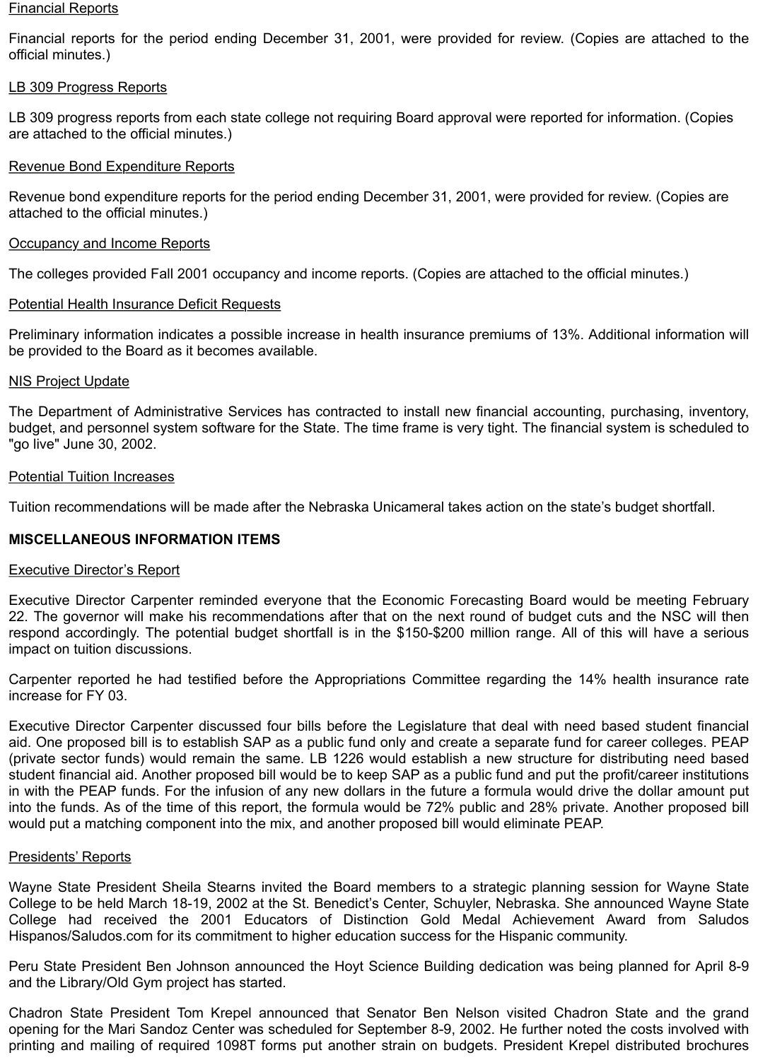Financial Reports

Financial reports for the period ending December 31, 2001, were provided for review. (Copies are attached to the official minutes.)

LB 309 Progress Reports

LB 309 progress reports from each state college not requiring Board approval were reported for information. (Copies are attached to the official minutes.)

Revenue Bond Expenditure Reports

Revenue bond expenditure reports for the period ending December 31, 2001, were provided for review. (Copies are attached to the official minutes.)

Occupancy and Income Reports

The colleges provided Fall 2001 occupancy and income reports. (Copies are attached to the official minutes.)

Potential Health Insurance Deficit Requests

Preliminary information indicates a possible increase in health insurance premiums of 13%. Additional information will be provided to the Board as it becomes available.

NIS Project Update

The Department of Administrative Services has contracted to install new financial accounting, purchasing, inventory, budget, and personnel system software for the State. The time frame is very tight. The financial system is scheduled to "go live" June 30, 2002.

Potential Tuition Increases

Tuition recommendations will be made after the Nebraska Unicameral takes action on the state's budget shortfall.

**MISCELLANEOUS INFORMATION ITEMS**

Executive Director's Report

Executive Director Carpenter reminded everyone that the Economic Forecasting Board would be meeting February 22. The governor will make his recommendations after that on the next round of budget cuts and the NSC will then respond accordingly. The potential budget shortfall is in the $150-$200 million range. All of this will have a serious impact on tuition discussions.

Carpenter reported he had testified before the Appropriations Committee regarding the 14% health insurance rate increase for FY 03.

Executive Director Carpenter discussed four bills before the Legislature that deal with need based student financial aid. One proposed bill is to establish SAP as a public fund only and create a separate fund for career colleges. PEAP (private sector funds) would remain the same. LB 1226 would establish a new structure for distributing need based student financial aid. Another proposed bill would be to keep SAP as a public fund and put the profit/career institutions in with the PEAP funds. For the infusion of any new dollars in the future a formula would drive the dollar amount put into the funds. As of the time of this report, the formula would be 72% public and 28% private. Another proposed bill would put a matching component into the mix, and another proposed bill would eliminate PEAP.

Presidents' Reports

Wayne State President Sheila Stearns invited the Board members to a strategic planning session for Wayne State College to be held March 18-19, 2002 at the St. Benedict's Center, Schuyler, Nebraska. She announced Wayne State College had received the 2001 Educators of Distinction Gold Medal Achievement Award from Saludos Hispanos/Saludos.com for its commitment to higher education success for the Hispanic community.

Peru State President Ben Johnson announced the Hoyt Science Building dedication was being planned for April 8-9 and the Library/Old Gym project has started.

Chadron State President Tom Krepel announced that Senator Ben Nelson visited Chadron State and the grand opening for the Mari Sandoz Center was scheduled for September 8-9, 2002. He further noted the costs involved with printing and mailing of required 1098T forms put another strain on budgets. President Krepel distributed brochures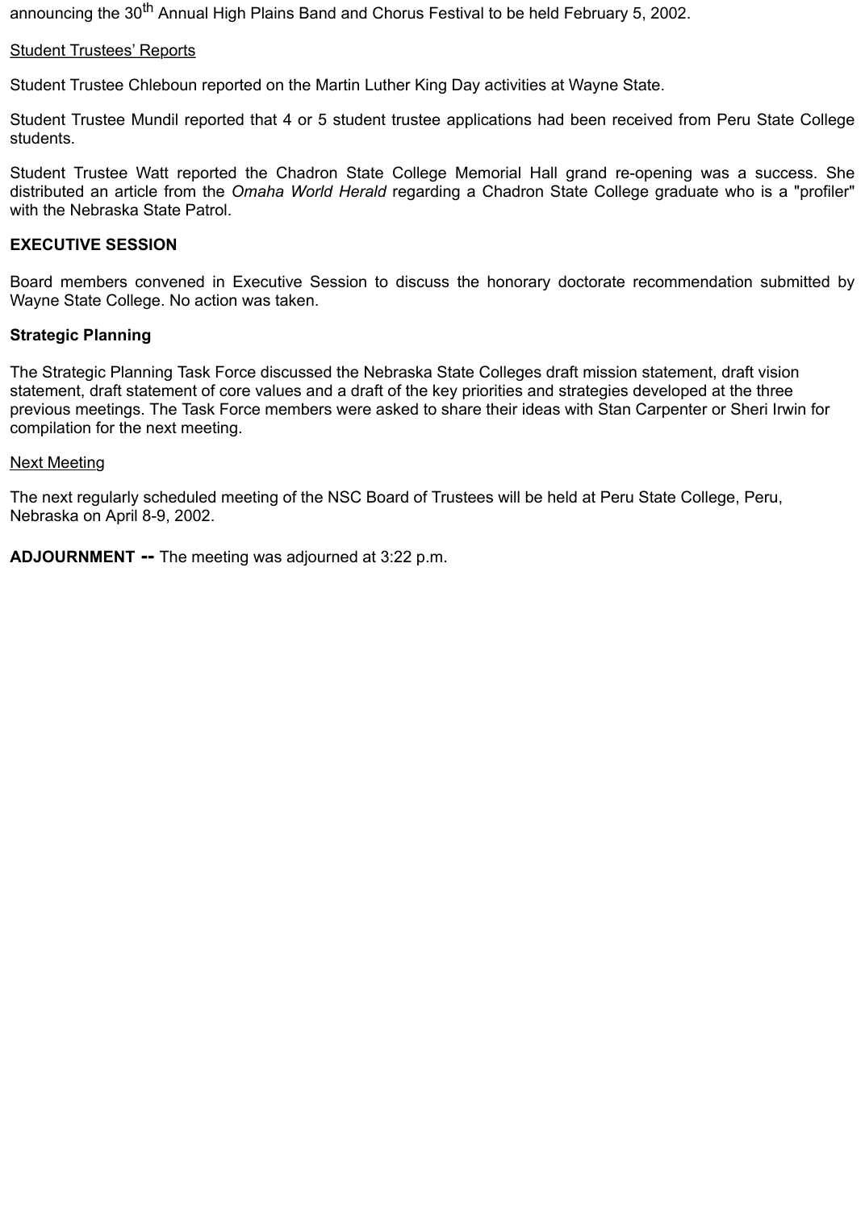announcing the 30th Annual High Plains Band and Chorus Festival to be held February 5, 2002.

Student Trustees' Reports

Student Trustee Chleboun reported on the Martin Luther King Day activities at Wayne State.

Student Trustee Mundil reported that 4 or 5 student trustee applications had been received from Peru State College students.

Student Trustee Watt reported the Chadron State College Memorial Hall grand re-opening was a success. She distributed an article from the *Omaha World Herald* regarding a Chadron State College graduate who is a "profiler" with the Nebraska State Patrol.

**EXECUTIVE SESSION**

Board members convened in Executive Session to discuss the honorary doctorate recommendation submitted by Wayne State College. No action was taken.

**Strategic Planning**

The Strategic Planning Task Force discussed the Nebraska State Colleges draft mission statement, draft vision statement, draft statement of core values and a draft of the key priorities and strategies developed at the three previous meetings. The Task Force members were asked to share their ideas with Stan Carpenter or Sheri Irwin for compilation for the next meeting.

Next Meeting

The next regularly scheduled meeting of the NSC Board of Trustees will be held at Peru State College, Peru, Nebraska on April 8-9, 2002.

**ADJOURNMENT --** The meeting was adjourned at 3:22 p.m.